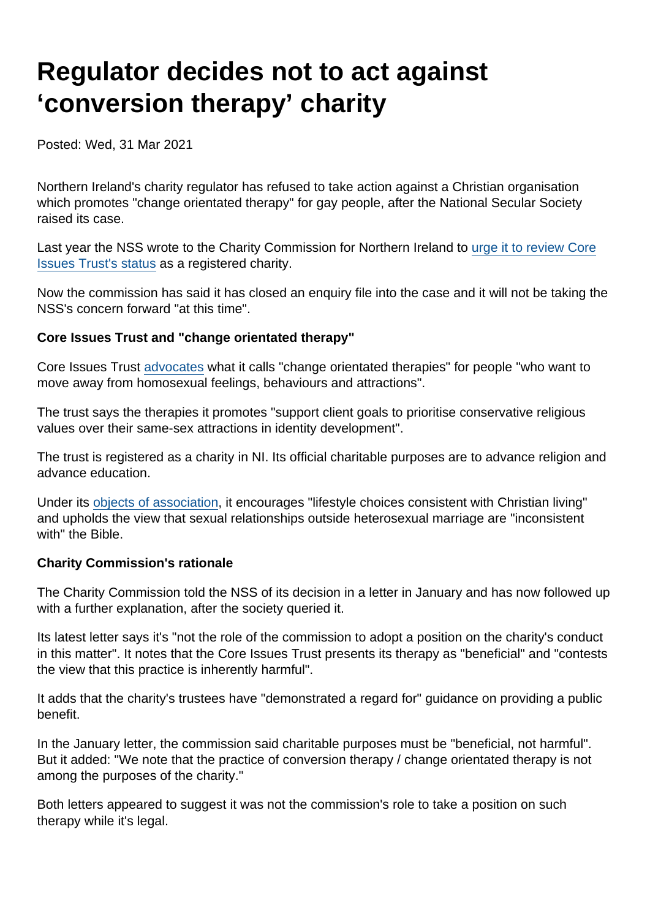# Regulator decides not to act against 'conversion therapy' charity

Posted: Wed, 31 Mar 2021

Northern Ireland's charity regulator has refused to take action against a Christian organisation which promotes "change orientated therapy" for gay people, after the National Secular Society raised its case.

Last year the NSS wrote to the Charity Commission for Northern Ireland to urge it to review Core Issues Trust's status as a registered charity.

Now the commission has said it has closed an enquiry file into the case and it will not be taking the NSS's concern forward "at this time".

**Core Issues Trust and "change orientated therapy"**

Core Issues Trust advocates what it calls "change orientated therapies" for people "who want to move away from homosexual feelings, behaviours and attractions".

The trust says the therapies it promotes "support client goals to prioritise conservative religious values over their same-sex attractions in identity development".

The trust is registered as a charity in NI. Its official charitable purposes are to advance religion and advance education.

Under its objects of association, it encourages "lifestyle choices consistent with Christian living" and upholds the view that sexual relationships outside heterosexual marriage are "inconsistent with" the Bible.

**Charity Commission's rationale**

The Charity Commission told the NSS of its decision in a letter in January and has now followed up with a further explanation, after the society queried it.

Its latest letter says it's "not the role of the commission to adopt a position on the charity's conduct in this matter". It notes that the Core Issues Trust presents its therapy as "beneficial" and "contests the view that this practice is inherently harmful".

It adds that the charity's trustees have "demonstrated a regard for" guidance on providing a public benefit.

In the January letter, the commission said charitable purposes must be "beneficial, not harmful". But it added: "We note that the practice of conversion therapy / change orientated therapy is not among the purposes of the charity."

Both letters appeared to suggest it was not the commission's role to take a position on such therapy while it's legal.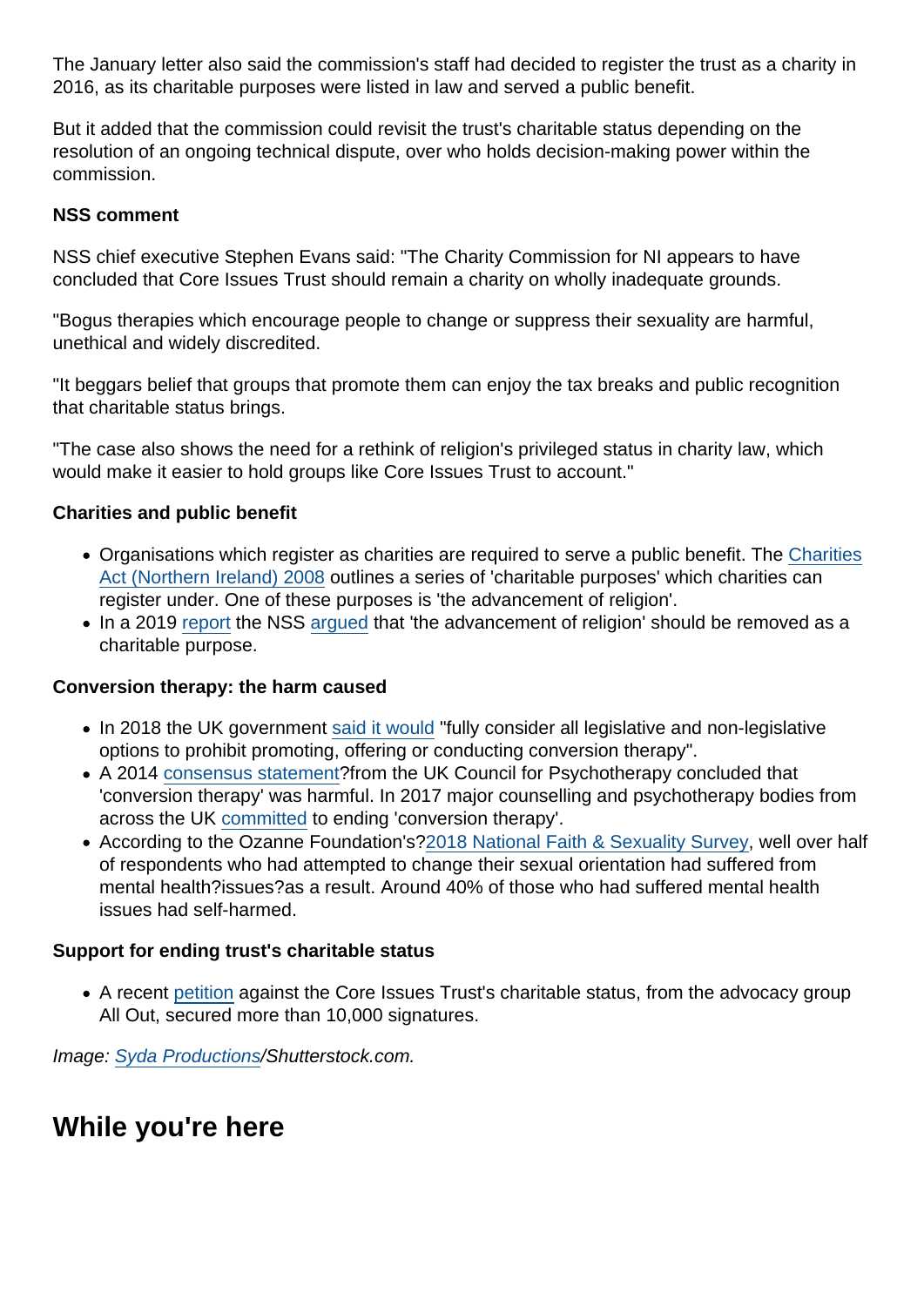The January letter also said the commission's staff had decided to register the trust as a charity in 2016, as its charitable purposes were listed in law and served a public benefit.

But it added that the commission could revisit the trust's charitable status depending on the resolution of an ongoing technical dispute, over who holds decision-making power within the commission.

**NSS comment**

NSS chief executive Stephen Evans said: "The Charity Commission for NI appears to have concluded that Core Issues Trust should remain a charity on wholly inadequate grounds.

"Bogus therapies which encourage people to change or suppress their sexuality are harmful, unethical and widely discredited.

"It beggars belief that groups that promote them can enjoy the tax breaks and public recognition that charitable status brings.

"The case also shows the need for a rethink of religion's privileged status in charity law, which would make it easier to hold groups like Core Issues Trust to account."

**Charities and public benefit**

- Organisations which register as charities are required to serve a public benefit. The Charities Act (Northern Ireland) 2008 outlines a series of 'charitable purposes' which charities can register under. One of these purposes is 'the advancement of religion'.
- In a 2019 report the NSS argued that 'the advancement of religion' should be removed as a charitable purpose.

**Conversion therapy: the harm caused**

- In 2018 the UK government said it would "fully consider all legislative and non-legislative options to prohibit promoting, offering or conducting conversion therapy".
- A 2014 consensus statement?from the UK Council for Psychotherapy concluded that 'conversion therapy' was harmful. In 2017 major counselling and psychotherapy bodies from across the UK committed to ending 'conversion therapy'.
- According to the Ozanne Foundation's?2018 National Faith & Sexuality Survey, well over half of respondents who had attempted to change their sexual orientation had suffered from mental health?issues?as a result. Around 40% of those who had suffered mental health issues had self-harmed.

**Support for ending trust's charitable status**

- A recent petition against the Core Issues Trust's charitable status, from the advocacy group All Out, secured more than 10,000 signatures.

*Image: Syda Productions/Shutterstock.com.*

## While you're here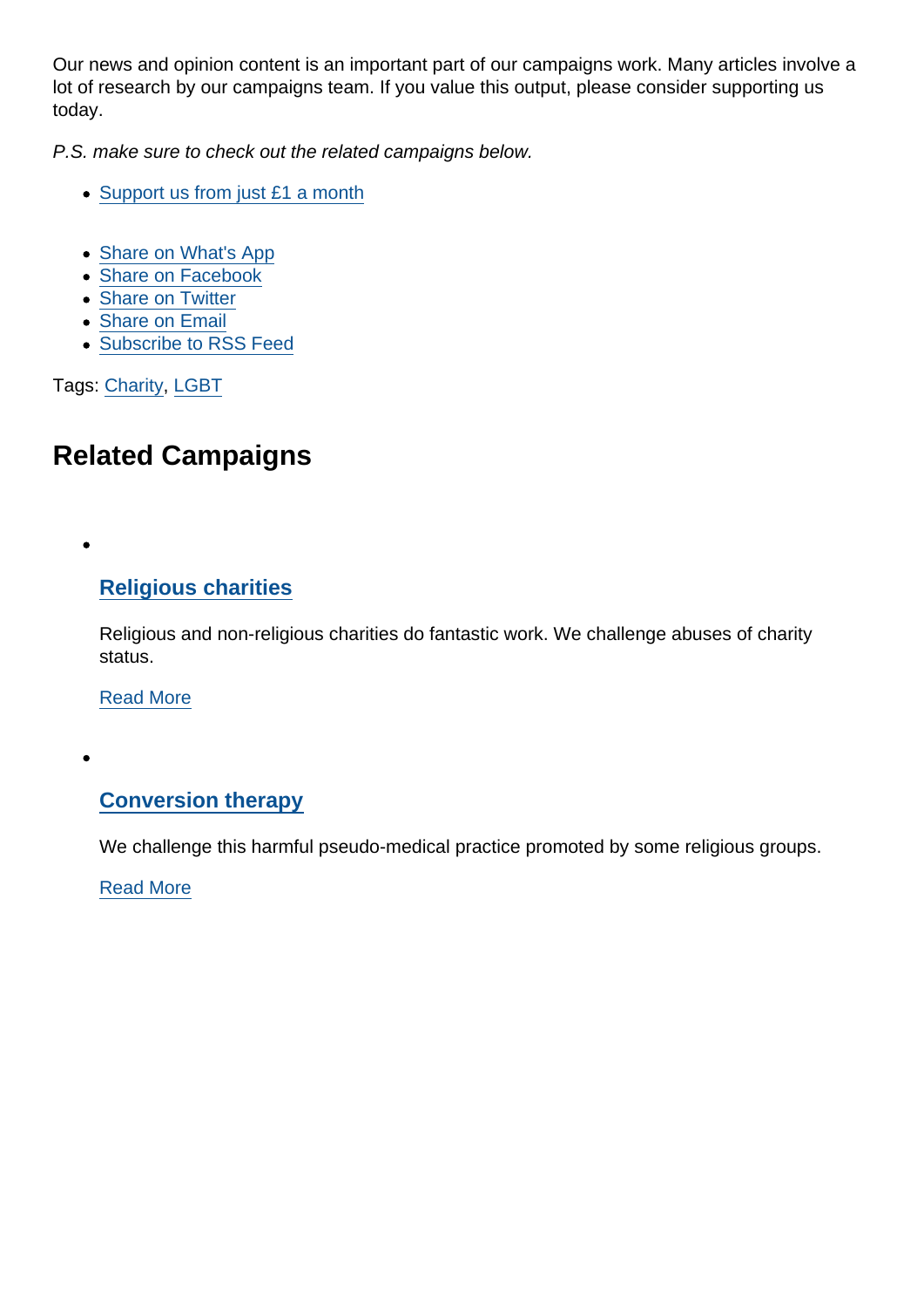Our news and opinion content is an important part of our campaigns work. Many articles involve a lot of research by our campaigns team. If you value this output, please consider supporting us today.

*P.S. make sure to check out the related campaigns below.*

- Support us from just £1 a month

- Share on What's App
- Share on Facebook
- Share on Twitter
- Share on Email
- Subscribe to RSS Feed

Tags: Charity, LGBT

## Related Campaigns

- ### Religious charities

  Religious and non-religious charities do fantastic work. We challenge abuses of charity status.

  Read More

- ### Conversion therapy

  We challenge this harmful pseudo-medical practice promoted by some religious groups.

  Read More